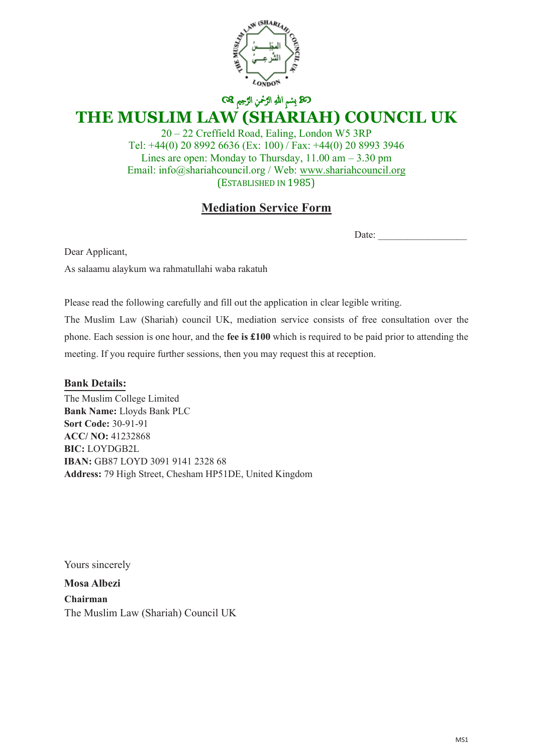بِسمِ اللهِ الرَّحمٰنِ الرَّحِيمِ

# THE MUSLIM LAW (SHARIAH) COUNCIL UK

20 – 22 Creffield Road, Ealing, London W5 3RP
Tel: +44(0) 20 8992 6636 (Ex: 100) / Fax: +44(0) 20 8993 3946
Lines are open: Monday to Thursday, 11.00 am – 3.30 pm
Email: info@shariahcouncil.org / Web: www.shariahcouncil.org
(ESTABLISHED IN 1985)

## Mediation Service Form

Date: ___________________

Dear Applicant,

As salaamu alaykum wa rahmatullahi waba rakatuh

Please read the following carefully and fill out the application in clear legible writing.

The Muslim Law (Shariah) council UK, mediation service consists of free consultation over the phone. Each session is one hour, and the **fee is £100** which is required to be paid prior to attending the meeting. If you require further sessions, then you may request this at reception.

### Bank Details:

The Muslim College Limited
**Bank Name:** Lloyds Bank PLC
**Sort Code:** 30-91-91
**ACC/ NO:** 41232868
**BIC:** LOYDGB2L
**IBAN:** GB87 LOYD 3091 9141 2328 68
**Address:** 79 High Street, Chesham HP51DE, United Kingdom

Yours sincerely

**Mosa Albezi**

**Chairman**

The Muslim Law (Shariah) Council UK

MS1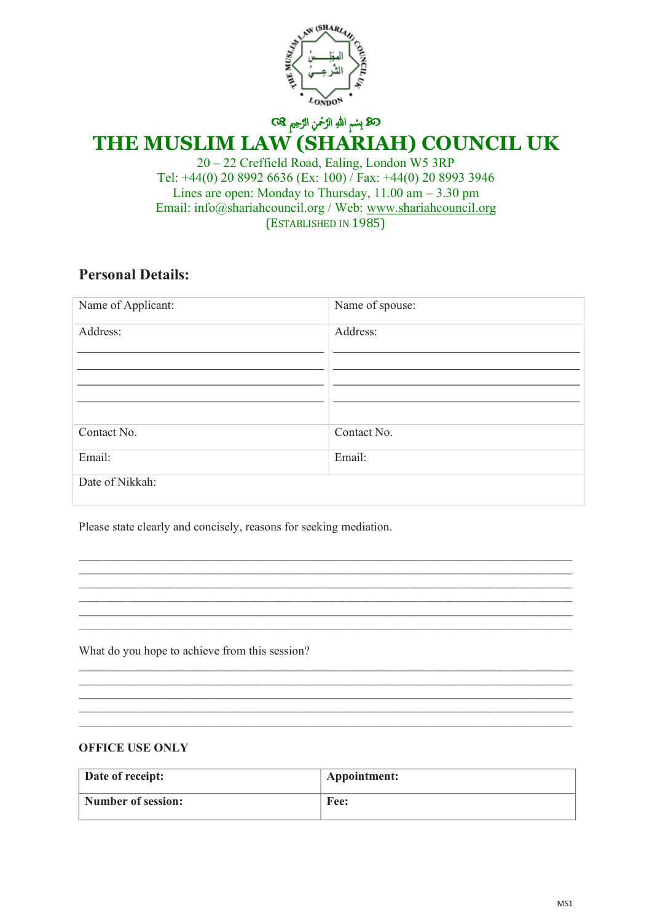﷽

# THE MUSLIM LAW (SHARIAH) COUNCIL UK

20 – 22 Creffield Road, Ealing, London W5 3RP
Tel: +44(0) 20 8992 6636 (Ex: 100) / Fax: +44(0) 20 8993 3946
Lines are open: Monday to Thursday, 11.00 am – 3.30 pm
Email: info@shariahcouncil.org / Web: www.shariahcouncil.org
(ESTABLISHED IN 1985)

## Personal Details:

| | |
|---|---|
| Name of Applicant: | Name of spouse: |
| Address: ____________________ ____________________ ____________________ ____________________ | Address: ____________________ ____________________ ____________________ ____________________ |
| Contact No. | Contact No. |
| Email: | Email: |
| Date of Nikkah: | |

Please state clearly and concisely, reasons for seeking mediation.

______________________________________________________________________________
______________________________________________________________________________
______________________________________________________________________________
______________________________________________________________________________
______________________________________________________________________________
______________________________________________________________________________

What do you hope to achieve from this session?

______________________________________________________________________________
______________________________________________________________________________
______________________________________________________________________________
______________________________________________________________________________
______________________________________________________________________________

**OFFICE USE ONLY**

| | |
|---|---|
| **Date of receipt:** | **Appointment:** |
| **Number of session:** | **Fee:** |

MS1